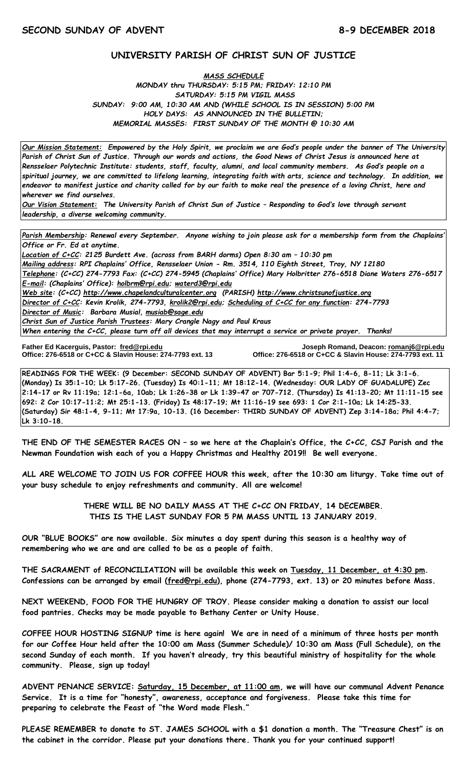**SECOND SUNDAY OF ADVENT** **8-9 DECEMBER 2018**

## UNIVERSITY PARISH OF CHRIST SUN OF JUSTICE

***MASS SCHEDULE***

*MONDAY thru THURSDAY: 5:15 PM; FRIDAY: 12:10 PM*
*SATURDAY: 5:15 PM VIGIL MASS*
*SUNDAY: 9:00 AM, 10:30 AM AND (WHILE SCHOOL IS IN SESSION) 5:00 PM*
*HOLY DAYS: AS ANNOUNCED IN THE BULLETIN;*
*MEMORIAL MASSES: FIRST SUNDAY OF THE MONTH @ 10:30 AM*

***Our Mission Statement:*** *Empowered by the Holy Spirit, we proclaim we are God's people under the banner of The University Parish of Christ Sun of Justice. Through our words and actions, the Good News of Christ Jesus is announced here at Rensselaer Polytechnic Institute: students, staff, faculty, alumni, and local community members. As God's people on a spiritual journey, we are committed to lifelong learning, integrating faith with arts, science and technology. In addition, we endeavor to manifest justice and charity called for by our faith to make real the presence of a loving Christ, here and wherever we find ourselves.*

***Our Vision Statement:*** *The University Parish of Christ Sun of Justice – Responding to God's love through servant leadership, a diverse welcoming community.*

***Parish Membership:*** *Renewal every September. Anyone wishing to join please ask for a membership form from the Chaplains' Office or Fr. Ed at anytime.*
***Location of C+CC:*** *2125 Burdett Ave. (across from BARH dorms) Open 8:30 am – 10:30 pm*
***Mailing address:*** *RPI Chaplains' Office, Rensselaer Union - Rm. 3514, 110 Eighth Street, Troy, NY 12180*
***Telephone:*** *(C+CC) 274-7793 Fax: (C+CC) 274-5945 (Chaplains' Office) Mary Holbritter 276-6518 Diane Waters 276-6517*
***E-mail:*** *(Chaplains' Office): holbrm@rpi.edu; waterd3@rpi.edu*
***Web site:*** *(C+CC) http://www.chapelandculturalcenter.org (PARISH) http://www.christsunofjustice.org*
***Director of C+CC:*** *Kevin Krolik, 274-7793, krolik2@rpi.edu; Scheduling of C+CC for any function: 274-7793*
***Director of Music:*** *Barbara Musial, musiab@sage.edu*
***Christ Sun of Justice Parish Trustees:*** *Mary Crangle Nagy and Paul Kraus*
*When entering the C+CC, please turn off all devices that may interrupt a service or private prayer. Thanks!*

**Father Ed Kacerguis, Pastor: fred@rpi.edu**
**Office: 276-6518 or C+CC & Slavin House: 274-7793 ext. 13**

**Joseph Romand, Deacon: romanj6@rpi.edu**
**Office: 276-6518 or C+CC & Slavin House: 274-7793 ext. 11**

**READINGS FOR THE WEEK: (9 December: SECOND SUNDAY OF ADVENT) Bar 5:1-9; Phil 1:4-6, 8-11; Lk 3:1-6. (Monday) Is 35:1-10; Lk 5:17-26. (Tuesday) Is 40:1-11; Mt 18:12-14. (Wednesday: OUR LADY OF GUADALUPE) Zec 2:14-17 or Rv 11:19a; 12:1-6a, 10ab; Lk 1:26-38 or Lk 1:39-47 or 707-712. (Thursday) Is 41:13-20; Mt 11:11-15 see 692: 2 Cor 10:17-11:2; Mt 25:1-13. (Friday) Is 48:17-19; Mt 11:16-19 see 693: 1 Cor 2:1-10a; Lk 14:25-33. (Saturday) Sir 48:1-4, 9-11; Mt 17:9a, 10-13. (16 December: THIRD SUNDAY OF ADVENT) Zep 3:14-18a; Phil 4:4-7; Lk 3:10-18.**

**THE END OF THE SEMESTER RACES ON – so we here at the Chaplain's Office, the C+CC, CSJ Parish and the Newman Foundation wish each of you a Happy Christmas and Healthy 2019!! Be well everyone.**

**ALL ARE WELCOME TO JOIN US FOR COFFEE HOUR this week, after the 10:30 am liturgy. Take time out of your busy schedule to enjoy refreshments and community. All are welcome!**

**THERE WILL BE NO DAILY MASS AT THE C+CC ON FRIDAY, 14 DECEMBER.**
**THIS IS THE LAST SUNDAY FOR 5 PM MASS UNTIL 13 JANUARY 2019.**

**OUR "BLUE BOOKS" are now available. Six minutes a day spent during this season is a healthy way of remembering who we are and are called to be as a people of faith.**

**THE SACRAMENT of RECONCILIATION will be available this week on Tuesday, 11 December, at 4:30 pm. Confessions can be arranged by email (fred@rpi.edu), phone (274-7793, ext. 13) or 20 minutes before Mass.**

**NEXT WEEKEND, FOOD FOR THE HUNGRY OF TROY. Please consider making a donation to assist our local food pantries. Checks may be made payable to Bethany Center or Unity House.**

**COFFEE HOUR HOSTING SIGNUP time is here again! We are in need of a minimum of three hosts per month for our Coffee Hour held after the 10:00 am Mass (Summer Schedule)/ 10:30 am Mass (Full Schedule), on the second Sunday of each month. If you haven't already, try this beautiful ministry of hospitality for the whole community. Please, sign up today!**

**ADVENT PENANCE SERVICE: Saturday, 15 December, at 11:00 am, we will have our communal Advent Penance Service. It is a time for "honesty", awareness, acceptance and forgiveness. Please take this time for preparing to celebrate the Feast of "the Word made Flesh."**

**PLEASE REMEMBER to donate to ST. JAMES SCHOOL with a $1 donation a month. The "Treasure Chest" is on the cabinet in the corridor. Please put your donations there. Thank you for your continued support!**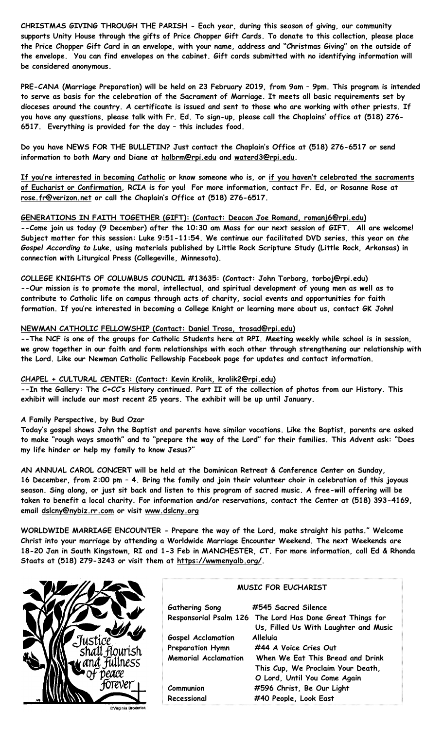**CHRISTMAS GIVING THROUGH THE PARISH - Each year, during this season of giving, our community supports Unity House through the gifts of Price Chopper Gift Cards. To donate to this collection, please place the Price Chopper Gift Card in an envelope, with your name, address and "Christmas Giving" on the outside of the envelope. You can find envelopes on the cabinet. Gift cards submitted with no identifying information will be considered anonymous.**

**PRE-CANA (Marriage Preparation) will be held on 23 February 2019, from 9am – 9pm. This program is intended to serve as basis for the celebration of the Sacrament of Marriage. It meets all basic requirements set by dioceses around the country. A certificate is issued and sent to those who are working with other priests. If you have any questions, please talk with Fr. Ed. To sign-up, please call the Chaplains' office at (518) 276-6517. Everything is provided for the day – this includes food.**

**Do you have NEWS FOR THE BULLETIN? Just contact the Chaplain's Office at (518) 276-6517 or send information to both Mary and Diane at holbrm@rpi.edu and waterd3@rpi.edu.**

**If you're interested in becoming Catholic or know someone who is, or if you haven't celebrated the sacraments of Eucharist or Confirmation, RCIA is for you! For more information, contact Fr. Ed, or Rosanne Rose at rose.fr@verizon.net or call the Chaplain's Office at (518) 276-6517.**

**GENERATIONS IN FAITH TOGETHER (GIFT): (Contact: Deacon Joe Romand, romanj6@rpi.edu)**
**--Come join us today (9 December) after the 10:30 am Mass for our next session of GIFT. All are welcome! Subject matter for this session: Luke 9:51-11:54. We continue our facilitated DVD series, this year on *the Gospel According to Luke*, using materials published by Little Rock Scripture Study (Little Rock, Arkansas) in connection with Liturgical Press (Collegeville, Minnesota).**

**COLLEGE KNIGHTS OF COLUMBUS COUNCIL #13635: (Contact: John Torborg, torboj@rpi.edu)**
**--Our mission is to promote the moral, intellectual, and spiritual development of young men as well as to contribute to Catholic life on campus through acts of charity, social events and opportunities for faith formation. If you're interested in becoming a College Knight or learning more about us, contact GK John!**

**NEWMAN CATHOLIC FELLOWSHIP (Contact: Daniel Trosa, trosad@rpi.edu)**
**--The NCF is one of the groups for Catholic Students here at RPI. Meeting weekly while school is in session, we grow together in our faith and form relationships with each other through strengthening our relationship with the Lord. Like our Newman Catholic Fellowship Facebook page for updates and contact information.**

**CHAPEL + CULTURAL CENTER: (Contact: Kevin Krolik, krolik2@rpi.edu)**
**--In the Gallery: The C+CC's History continued. Part II of the collection of photos from our History. This exhibit will include our most recent 25 years. The exhibit will be up until January.**

**A Family Perspective, by Bud Ozar**
**Today's gospel shows John the Baptist and parents have similar vocations. Like the Baptist, parents are asked to make "rough ways smooth" and to "prepare the way of the Lord" for their families. This Advent ask: "Does my life hinder or help my family to know Jesus?"**

**AN ANNUAL CAROL CONCERT will be held at the Dominican Retreat & Conference Center on Sunday, 16 December, from 2:00 pm – 4. Bring the family and join their volunteer choir in celebration of this joyous season. Sing along, or just sit back and listen to this program of sacred music. A free-will offering will be taken to benefit a local charity. For information and/or reservations, contact the Center at (518) 393-4169, email dslcny@nybiz.rr.com or visit www.dslcny.org**

**WORLDWIDE MARRIAGE ENCOUNTER - Prepare the way of the Lord, make straight his paths." Welcome Christ into your marriage by attending a Worldwide Marriage Encounter Weekend. The next Weekends are 18-20 Jan in South Kingstown, RI and 1-3 Feb in MANCHESTER, CT. For more information, call Ed & Rhonda Staats at (518) 279-3243 or visit them at https://wwmenyalb.org/.**

Justice shall flourish and fullness of peace forever

©Virginia Broderick

**MUSIC FOR EUCHARIST**

| | |
|---|---|
| Gathering Song | #545 Sacred Silence |
| Responsorial Psalm 126 | The Lord Has Done Great Things for Us, Filled Us With Laughter and Music |
| Gospel Acclamation | Alleluia |
| Preparation Hymn | #44 A Voice Cries Out |
| Memorial Acclamation | When We Eat This Bread and Drink This Cup, We Proclaim Your Death, O Lord, Until You Come Again |
| Communion | #596 Christ, Be Our Light |
| Recessional | #40 People, Look East |